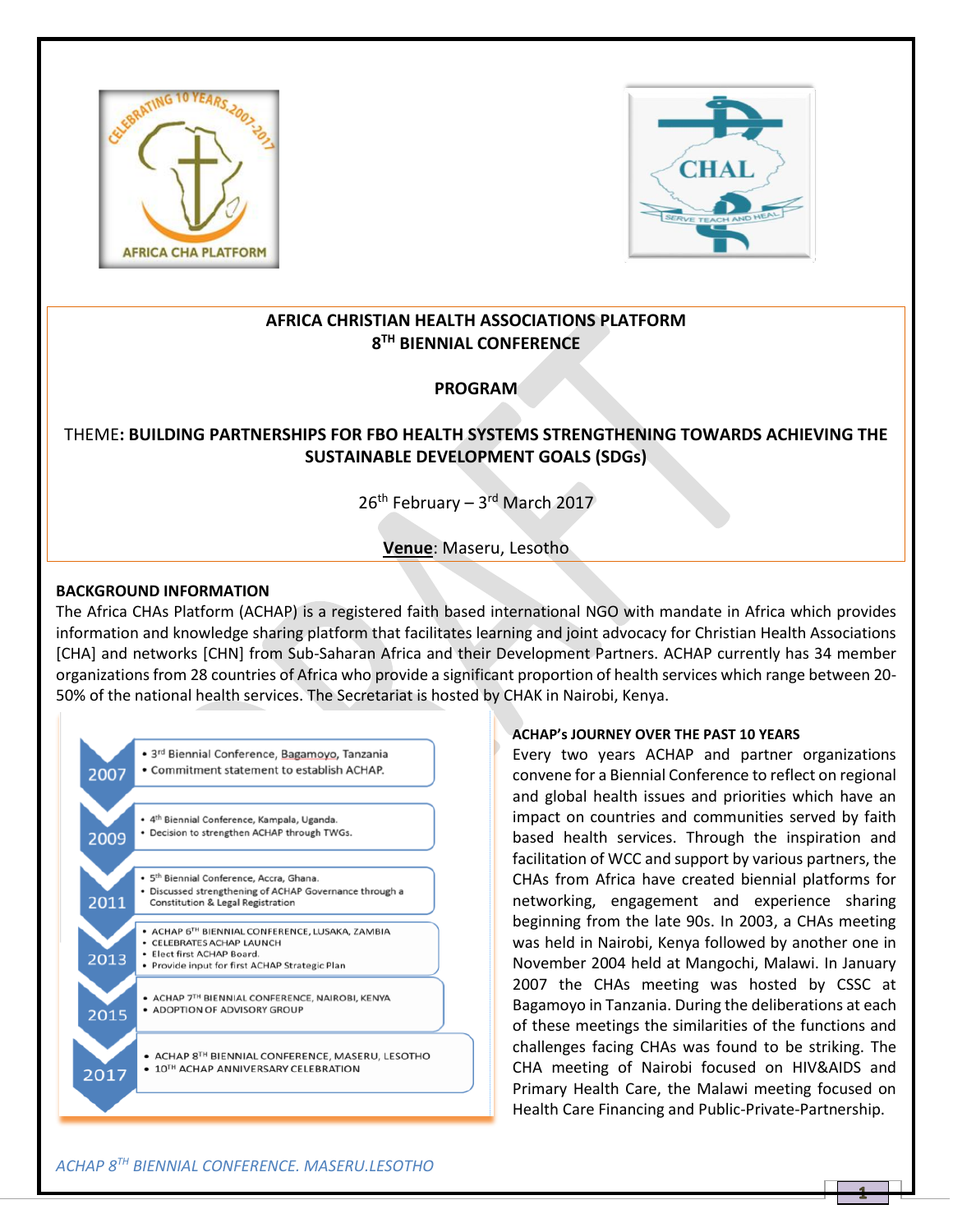# AFRICA CHRISTIAN HEALTH ASSOCIATIONS PLATFORM
## 8TH BIENNIAL CONFERENCE

## PROGRAM

THEME: **BUILDING PARTNERSHIPS FOR FBO HEALTH SYSTEMS STRENGTHENING TOWARDS ACHIEVING THE SUSTAINABLE DEVELOPMENT GOALS (SDGs)**

26th February – 3rd March 2017

**Venue**: Maseru, Lesotho

### BACKGROUND INFORMATION

The Africa CHAs Platform (ACHAP) is a registered faith based international NGO with mandate in Africa which provides information and knowledge sharing platform that facilitates learning and joint advocacy for Christian Health Associations [CHA] and networks [CHN] from Sub-Saharan Africa and their Development Partners. ACHAP currently has 34 member organizations from 28 countries of Africa who provide a significant proportion of health services which range between 20-50% of the national health services. The Secretariat is hosted by CHAK in Nairobi, Kenya.

| Year | Events |
| --- | --- |
| 2007 | • 3rd Biennial Conference, Bagamoyo, Tanzania<br>• Commitment statement to establish ACHAP. |
| 2009 | • 4th Biennial Conference, Kampala, Uganda.<br>• Decision to strengthen ACHAP through TWGs. |
| 2011 | • 5th Biennial Conference, Accra, Ghana.<br>• Discussed strengthening of ACHAP Governance through a Constitution & Legal Registration |
| 2013 | • ACHAP 6TH BIENNIAL CONFERENCE, LUSAKA, ZAMBIA<br>• CELEBRATES ACHAP LAUNCH<br>• Elect first ACHAP Board.<br>• Provide input for first ACHAP Strategic Plan |
| 2015 | • ACHAP 7TH BIENNIAL CONFERENCE, NAIROBI, KENYA<br>• ADOPTION OF ADVISORY GROUP |
| 2017 | • ACHAP 8TH BIENNIAL CONFERENCE, MASERU, LESOTHO<br>• 10TH ACHAP ANNIVERSARY CELEBRATION |

### ACHAP's JOURNEY OVER THE PAST 10 YEARS

Every two years ACHAP and partner organizations convene for a Biennial Conference to reflect on regional and global health issues and priorities which have an impact on countries and communities served by faith based health services. Through the inspiration and facilitation of WCC and support by various partners, the CHAs from Africa have created biennial platforms for networking, engagement and experience sharing beginning from the late 90s. In 2003, a CHAs meeting was held in Nairobi, Kenya followed by another one in November 2004 held at Mangochi, Malawi. In January 2007 the CHAs meeting was hosted by CSSC at Bagamoyo in Tanzania. During the deliberations at each of these meetings the similarities of the functions and challenges facing CHAs was found to be striking. The CHA meeting of Nairobi focused on HIV&AIDS and Primary Health Care, the Malawi meeting focused on Health Care Financing and Public-Private-Partnership.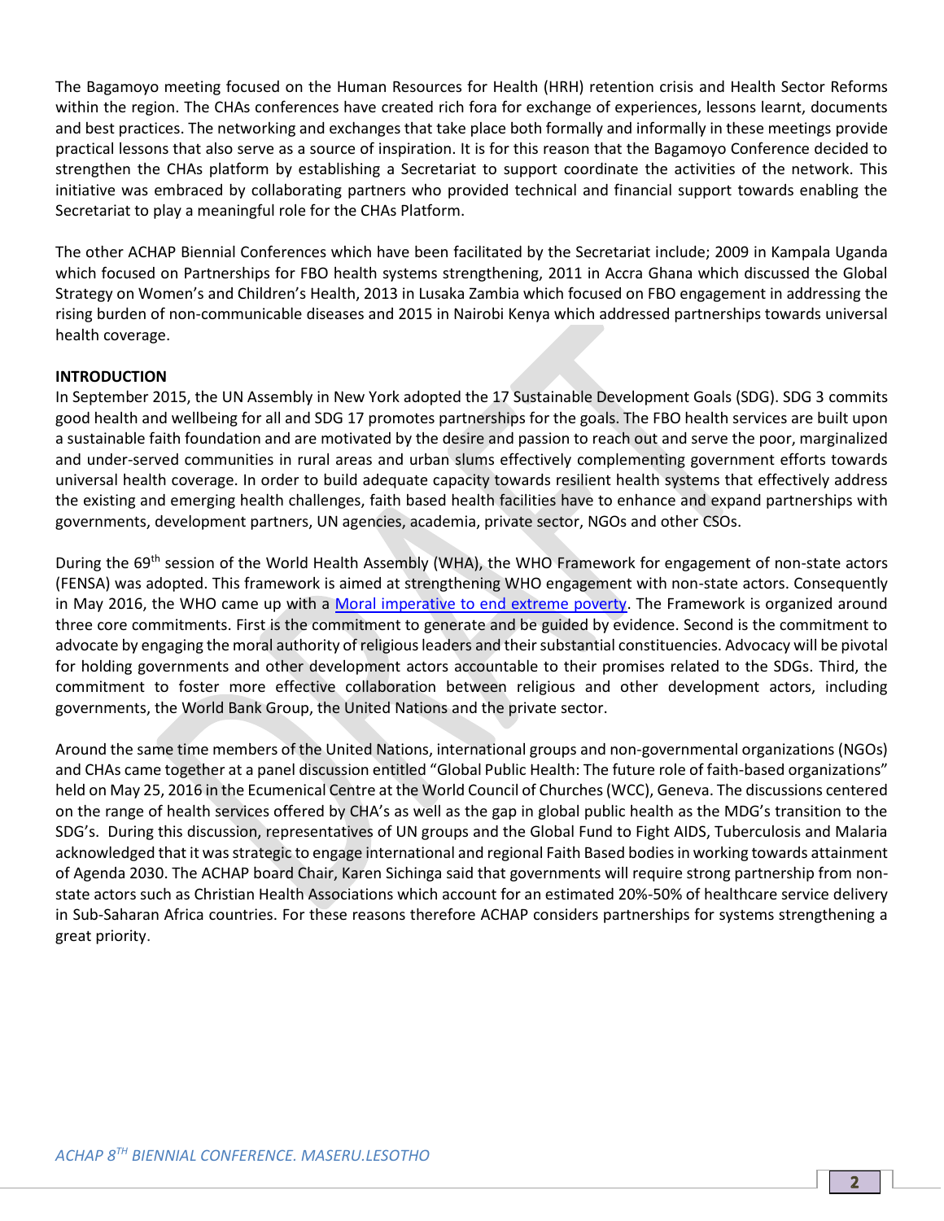The Bagamoyo meeting focused on the Human Resources for Health (HRH) retention crisis and Health Sector Reforms within the region. The CHAs conferences have created rich fora for exchange of experiences, lessons learnt, documents and best practices. The networking and exchanges that take place both formally and informally in these meetings provide practical lessons that also serve as a source of inspiration. It is for this reason that the Bagamoyo Conference decided to strengthen the CHAs platform by establishing a Secretariat to support coordinate the activities of the network. This initiative was embraced by collaborating partners who provided technical and financial support towards enabling the Secretariat to play a meaningful role for the CHAs Platform.

The other ACHAP Biennial Conferences which have been facilitated by the Secretariat include; 2009 in Kampala Uganda which focused on Partnerships for FBO health systems strengthening, 2011 in Accra Ghana which discussed the Global Strategy on Women's and Children's Health, 2013 in Lusaka Zambia which focused on FBO engagement in addressing the rising burden of non-communicable diseases and 2015 in Nairobi Kenya which addressed partnerships towards universal health coverage.

## INTRODUCTION

In September 2015, the UN Assembly in New York adopted the 17 Sustainable Development Goals (SDG). SDG 3 commits good health and wellbeing for all and SDG 17 promotes partnerships for the goals. The FBO health services are built upon a sustainable faith foundation and are motivated by the desire and passion to reach out and serve the poor, marginalized and under-served communities in rural areas and urban slums effectively complementing government efforts towards universal health coverage. In order to build adequate capacity towards resilient health systems that effectively address the existing and emerging health challenges, faith based health facilities have to enhance and expand partnerships with governments, development partners, UN agencies, academia, private sector, NGOs and other CSOs.

During the 69th session of the World Health Assembly (WHA), the WHO Framework for engagement of non-state actors (FENSA) was adopted. This framework is aimed at strengthening WHO engagement with non-state actors. Consequently in May 2016, the WHO came up with a Moral imperative to end extreme poverty. The Framework is organized around three core commitments. First is the commitment to generate and be guided by evidence. Second is the commitment to advocate by engaging the moral authority of religious leaders and their substantial constituencies. Advocacy will be pivotal for holding governments and other development actors accountable to their promises related to the SDGs. Third, the commitment to foster more effective collaboration between religious and other development actors, including governments, the World Bank Group, the United Nations and the private sector.

Around the same time members of the United Nations, international groups and non-governmental organizations (NGOs) and CHAs came together at a panel discussion entitled "Global Public Health: The future role of faith-based organizations" held on May 25, 2016 in the Ecumenical Centre at the World Council of Churches (WCC), Geneva. The discussions centered on the range of health services offered by CHA's as well as the gap in global public health as the MDG's transition to the SDG's. During this discussion, representatives of UN groups and the Global Fund to Fight AIDS, Tuberculosis and Malaria acknowledged that it was strategic to engage international and regional Faith Based bodies in working towards attainment of Agenda 2030. The ACHAP board Chair, Karen Sichinga said that governments will require strong partnership from non-state actors such as Christian Health Associations which account for an estimated 20%-50% of healthcare service delivery in Sub-Saharan Africa countries. For these reasons therefore ACHAP considers partnerships for systems strengthening a great priority.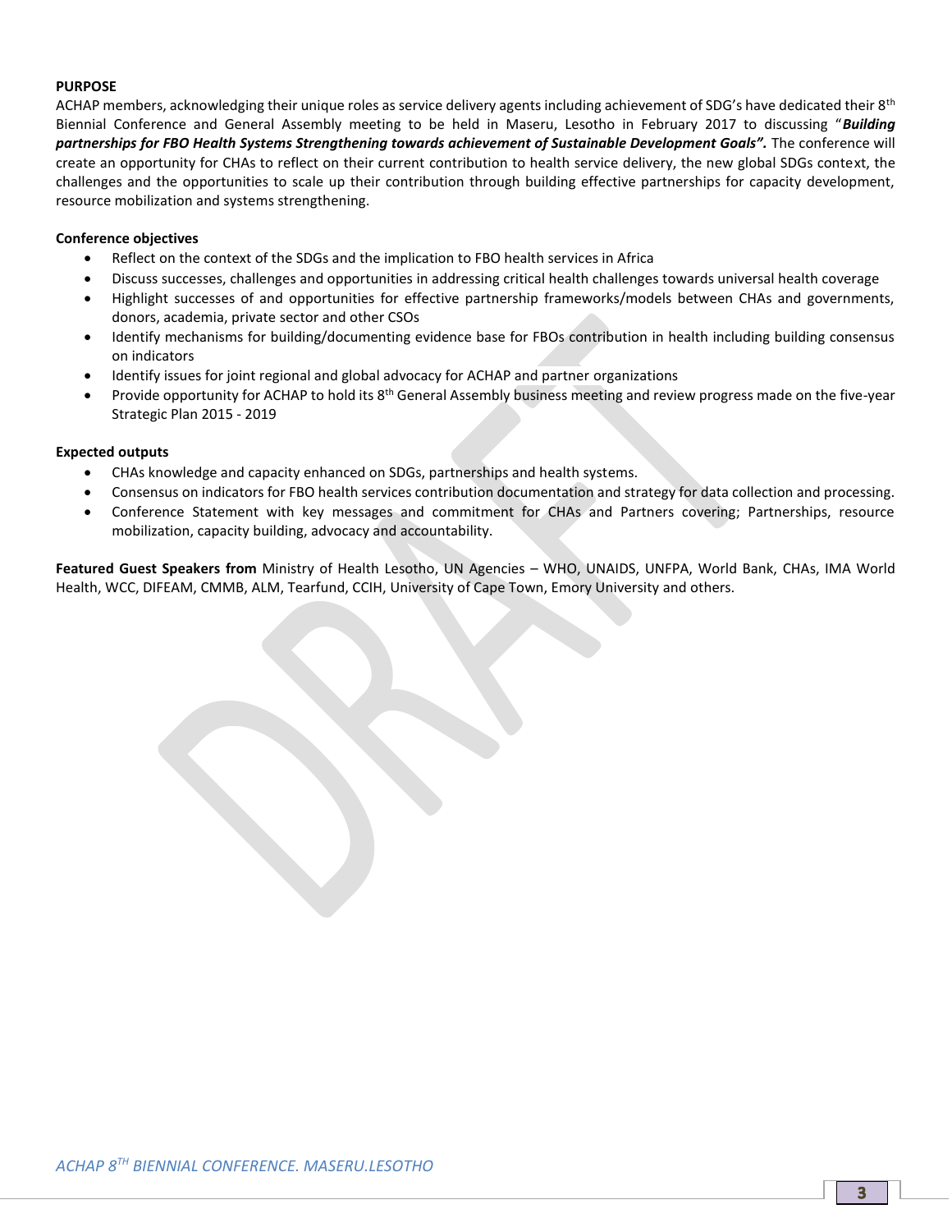**PURPOSE**

ACHAP members, acknowledging their unique roles as service delivery agents including achievement of SDG's have dedicated their 8th Biennial Conference and General Assembly meeting to be held in Maseru, Lesotho in February 2017 to discussing "***Building partnerships for FBO Health Systems Strengthening towards achievement of Sustainable Development Goals".*** The conference will create an opportunity for CHAs to reflect on their current contribution to health service delivery, the new global SDGs context, the challenges and the opportunities to scale up their contribution through building effective partnerships for capacity development, resource mobilization and systems strengthening.

**Conference objectives**

- Reflect on the context of the SDGs and the implication to FBO health services in Africa
- Discuss successes, challenges and opportunities in addressing critical health challenges towards universal health coverage
- Highlight successes of and opportunities for effective partnership frameworks/models between CHAs and governments, donors, academia, private sector and other CSOs
- Identify mechanisms for building/documenting evidence base for FBOs contribution in health including building consensus on indicators
- Identify issues for joint regional and global advocacy for ACHAP and partner organizations
- Provide opportunity for ACHAP to hold its 8th General Assembly business meeting and review progress made on the five-year Strategic Plan 2015 - 2019

**Expected outputs**

- CHAs knowledge and capacity enhanced on SDGs, partnerships and health systems.
- Consensus on indicators for FBO health services contribution documentation and strategy for data collection and processing.
- Conference Statement with key messages and commitment for CHAs and Partners covering; Partnerships, resource mobilization, capacity building, advocacy and accountability.

**Featured Guest Speakers from** Ministry of Health Lesotho, UN Agencies – WHO, UNAIDS, UNFPA, World Bank, CHAs, IMA World Health, WCC, DIFEAM, CMMB, ALM, Tearfund, CCIH, University of Cape Town, Emory University and others.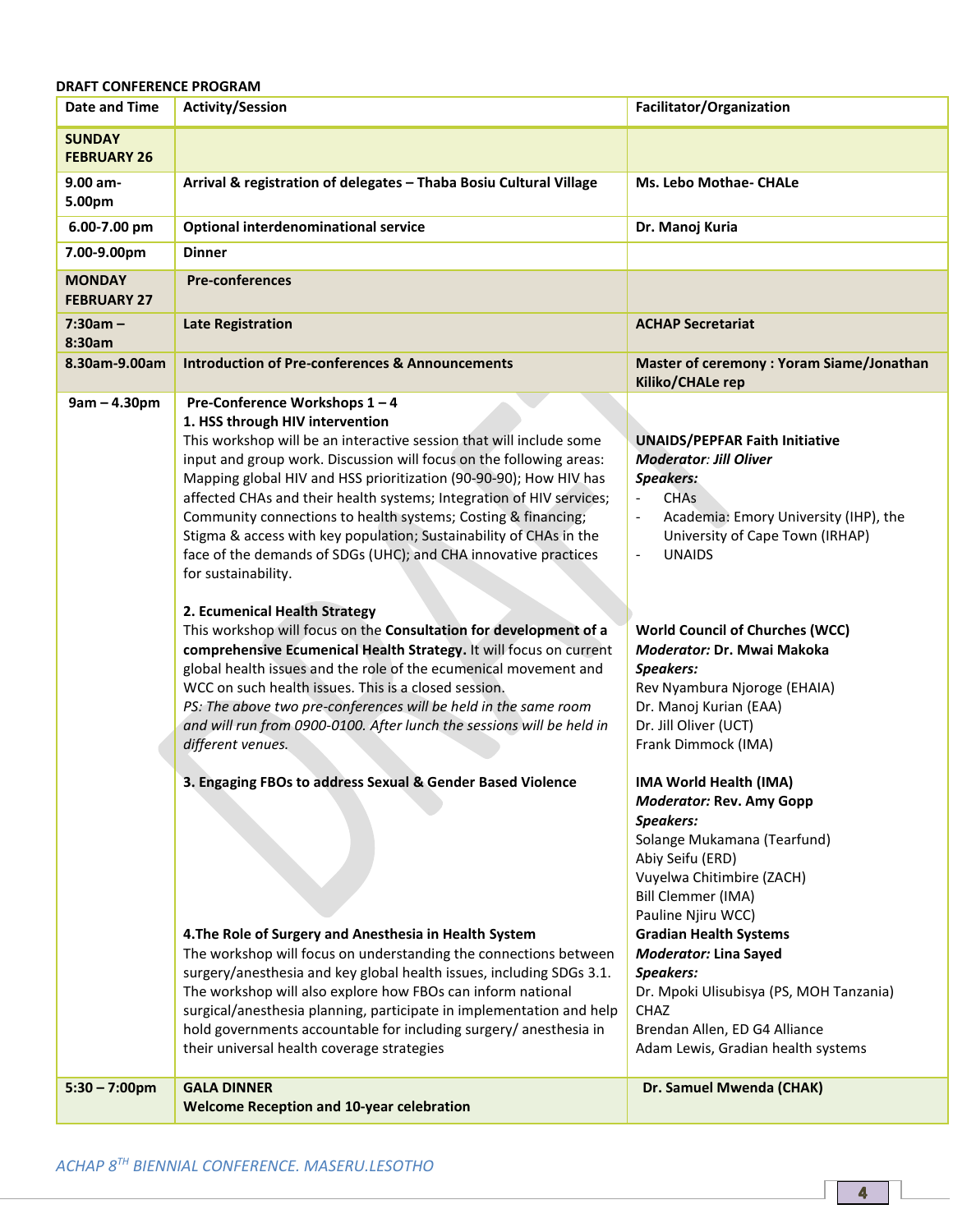**DRAFT CONFERENCE PROGRAM**

| Date and Time | Activity/Session | Facilitator/Organization |
|---|---|---|
| **SUNDAY FEBRUARY 26** | | |
| **9.00 am-5.00pm** | **Arrival & registration of delegates – Thaba Bosiu Cultural Village** | **Ms. Lebo Mothae- CHALe** |
| **6.00-7.00 pm** | **Optional interdenominational service** | **Dr. Manoj Kuria** |
| **7.00-9.00pm** | **Dinner** | |
| **MONDAY FEBRUARY 27** | **Pre-conferences** | |
| **7:30am – 8:30am** | **Late Registration** | **ACHAP Secretariat** |
| **8.30am-9.00am** | **Introduction of Pre-conferences & Announcements** | **Master of ceremony : Yoram Siame/Jonathan Kiliko/CHALe rep** |
| **9am – 4.30pm** | **Pre-Conference Workshops 1 – 4**<br>**1. HSS through HIV intervention**<br>This workshop will be an interactive session that will include some input and group work. Discussion will focus on the following areas: Mapping global HIV and HSS prioritization (90-90-90); How HIV has affected CHAs and their health systems; Integration of HIV services; Community connections to health systems; Costing & financing; Stigma & access with key population; Sustainability of CHAs in the face of the demands of SDGs (UHC); and CHA innovative practices for sustainability. | **UNAIDS/PEPFAR Faith Initiative**<br>***Moderator*: *Jill Oliver***<br>***Speakers:***<br>- CHAs<br>- Academia: Emory University (IHP), the University of Cape Town (IRHAP)<br>- UNAIDS |
| | **2. Ecumenical Health Strategy**<br>This workshop will focus on the **Consultation for development of a comprehensive Ecumenical Health Strategy.** It will focus on current global health issues and the role of the ecumenical movement and WCC on such health issues. This is a closed session.<br>*PS: The above two pre-conferences will be held in the same room and will run from 0900-0100. After lunch the sessions will be held in different venues.* | **World Council of Churches (WCC)**<br>***Moderator:* Dr. Mwai Makoka**<br>***Speakers:***<br>Rev Nyambura Njoroge (EHAIA)<br>Dr. Manoj Kurian (EAA)<br>Dr. Jill Oliver (UCT)<br>Frank Dimmock (IMA) |
| | **3. Engaging FBOs to address Sexual & Gender Based Violence** | **IMA World Health (IMA)**<br>***Moderator:* Rev. Amy Gopp**<br>***Speakers:***<br>Solange Mukamana (Tearfund)<br>Abiy Seifu (ERD)<br>Vuyelwa Chitimbire (ZACH)<br>Bill Clemmer (IMA)<br>Pauline Njiru WCC) |
| | **4.The Role of Surgery and Anesthesia in Health System**<br>The workshop will focus on understanding the connections between surgery/anesthesia and key global health issues, including SDGs 3.1. The workshop will also explore how FBOs can inform national surgical/anesthesia planning, participate in implementation and help hold governments accountable for including surgery/ anesthesia in their universal health coverage strategies | **Gradian Health Systems**<br>***Moderator:* Lina Sayed**<br>***Speakers:***<br>Dr. Mpoki Ulisubisya (PS, MOH Tanzania)<br>CHAZ<br>Brendan Allen, ED G4 Alliance<br>Adam Lewis, Gradian health systems |
| **5:30 – 7:00pm** | **GALA DINNER**<br>**Welcome Reception and 10-year celebration** | **Dr. Samuel Mwenda (CHAK)** |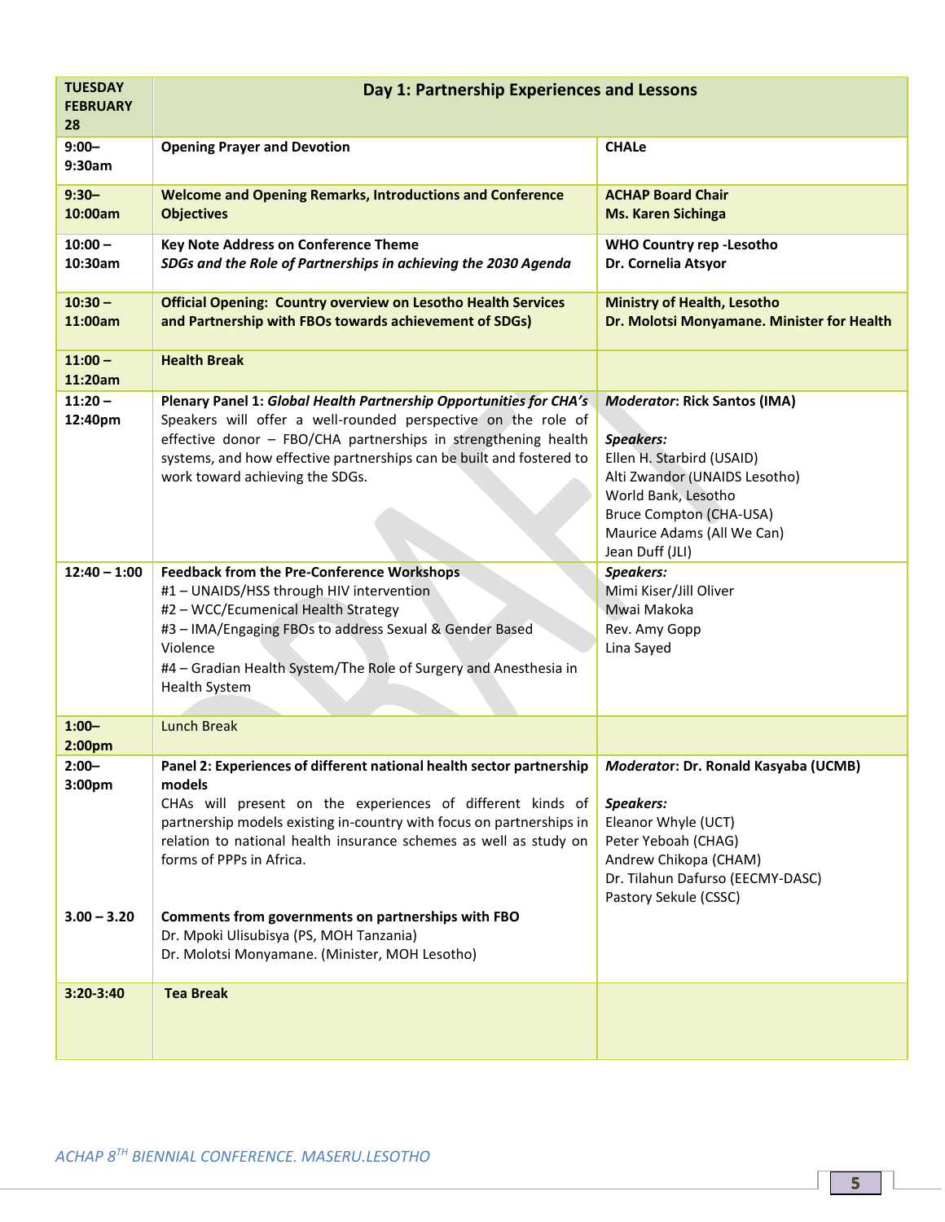| TUESDAY FEBRUARY 28 | **Day 1: Partnership Experiences and Lessons** | |
|---|---|---|
| **9:00–9:30am** | **Opening Prayer and Devotion** | **CHALe** |
| **9:30–10:00am** | **Welcome and Opening Remarks, Introductions and Conference Objectives** | **ACHAP Board Chair Ms. Karen Sichinga** |
| **10:00 – 10:30am** | **Key Note Address on Conference Theme** ***SDGs and the Role of Partnerships in achieving the 2030 Agenda*** | **WHO Country rep -Lesotho Dr. Cornelia Atsyor** |
| **10:30 – 11:00am** | **Official Opening: Country overview on Lesotho Health Services and Partnership with FBOs towards achievement of SDGs)** | **Ministry of Health, Lesotho Dr. Molotsi Monyamane. Minister for Health** |
| **11:00 – 11:20am** | **Health Break** | |
| **11:20 – 12:40pm** | **Plenary Panel 1:** ***Global Health Partnership Opportunities for CHA's*** Speakers will offer a well-rounded perspective on the role of effective donor – FBO/CHA partnerships in strengthening health systems, and how effective partnerships can be built and fostered to work toward achieving the SDGs. | ***Moderator*: Rick Santos (IMA)** ***Speakers:*** Ellen H. Starbird (USAID) Alti Zwandor (UNAIDS Lesotho) World Bank, Lesotho Bruce Compton (CHA-USA) Maurice Adams (All We Can) Jean Duff (JLI) |
| **12:40 – 1:00** | **Feedback from the Pre-Conference Workshops** #1 – UNAIDS/HSS through HIV intervention #2 – WCC/Ecumenical Health Strategy #3 – IMA/Engaging FBOs to address Sexual & Gender Based Violence #4 – Gradian Health System/The Role of Surgery and Anesthesia in Health System | ***Speakers:*** Mimi Kiser/Jill Oliver Mwai Makoka Rev. Amy Gopp Lina Sayed |
| **1:00–2:00pm** | Lunch Break | |
| **2:00–3:00pm** | **Panel 2: Experiences of different national health sector partnership models** CHAs will present on the experiences of different kinds of partnership models existing in-country with focus on partnerships in relation to national health insurance schemes as well as study on forms of PPPs in Africa. | ***Moderator*: Dr. Ronald Kasyaba (UCMB)** ***Speakers:*** Eleanor Whyle (UCT) Peter Yeboah (CHAG) Andrew Chikopa (CHAM) Dr. Tilahun Dafurso (EECMY-DASC) Pastory Sekule (CSSC) |
| **3.00 – 3.20** | **Comments from governments on partnerships with FBO** Dr. Mpoki Ulisubisya (PS, MOH Tanzania) Dr. Molotsi Monyamane. (Minister, MOH Lesotho) | |
| **3:20-3:40** | **Tea Break** | |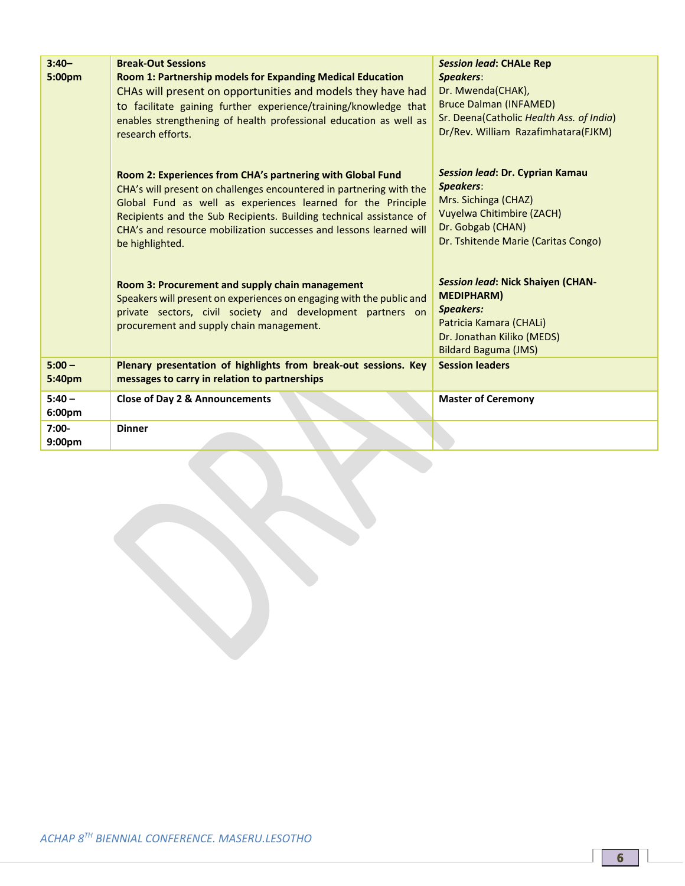| | | |
|---|---|---|
| 3:40–5:00pm | **Break-Out Sessions**<br>**Room 1: Partnership models for Expanding Medical Education**<br>CHAs will present on opportunities and models they have had to facilitate gaining further experience/training/knowledge that enables strengthening of health professional education as well as research efforts.<br><br>**Room 2: Experiences from CHA's partnering with Global Fund**<br>CHA's will present on challenges encountered in partnering with the Global Fund as well as experiences learned for the Principle Recipients and the Sub Recipients. Building technical assistance of CHA's and resource mobilization successes and lessons learned will be highlighted.<br><br>**Room 3: Procurement and supply chain management**<br>Speakers will present on experiences on engaging with the public and private sectors, civil society and development partners on procurement and supply chain management. | ***Session lead*: CHALe Rep**<br>***Speakers***:<br>Dr. Mwenda(CHAK),<br>Bruce Dalman (INFAMED)<br>Sr. Deena(Catholic *Health Ass. of India*)<br>Dr/Rev. William Razafimhatara(FJKM)<br><br>***Session lead*: Dr. Cyprian Kamau**<br>***Speakers***:<br>Mrs. Sichinga (CHAZ)<br>Vuyelwa Chitimbire (ZACH)<br>Dr. Gobgab (CHAN)<br>Dr. Tshitende Marie (Caritas Congo)<br><br>***Session lead*: Nick Shaiyen (CHAN-MEDIPHARM)**<br>***Speakers:***<br>Patricia Kamara (CHALi)<br>Dr. Jonathan Kiliko (MEDS)<br>Bildard Baguma (JMS) |
| 5:00 – 5:40pm | **Plenary presentation of highlights from break-out sessions. Key messages to carry in relation to partnerships** | **Session leaders** |
| 5:40 – 6:00pm | **Close of Day 2 & Announcements** | **Master of Ceremony** |
| 7:00-9:00pm | **Dinner** | |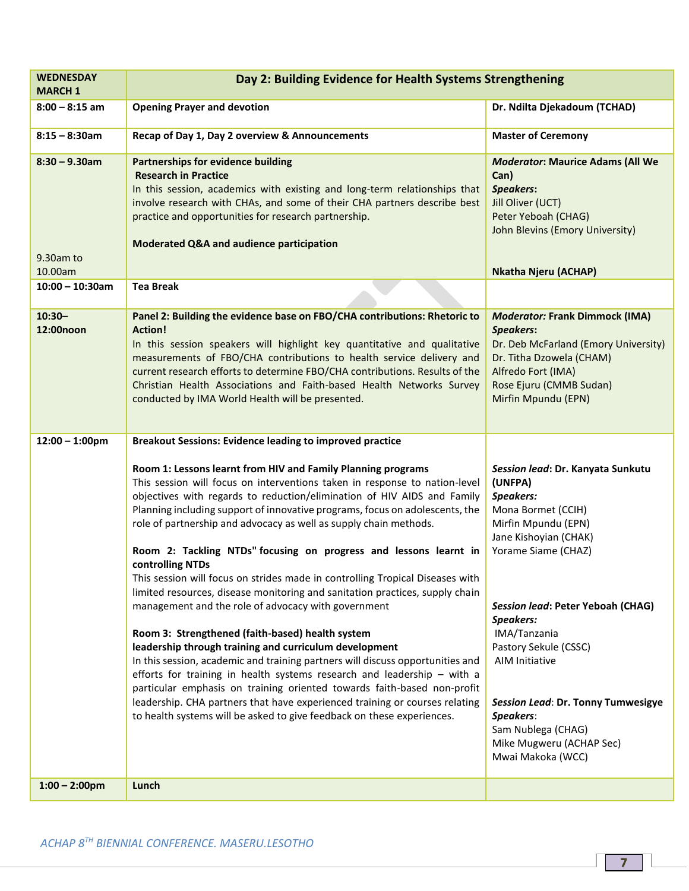| WEDNESDAY MARCH 1 | Day 2: Building Evidence for Health Systems Strengthening | |
|---|---|---|
| 8:00 – 8:15 am | **Opening Prayer and devotion** | **Dr. Ndilta Djekadoum (TCHAD)** |
| 8:15 – 8:30am | **Recap of Day 1, Day 2 overview & Announcements** | **Master of Ceremony** |
| 8:30 – 9.30am<br><br>9.30am to 10.00am | **Partnerships for evidence building**<br>**Research in Practice**<br>In this session, academics with existing and long-term relationships that involve research with CHAs, and some of their CHA partners describe best practice and opportunities for research partnership.<br><br>**Moderated Q&A and audience participation** | ***Moderator*: Maurice Adams (All We Can)**<br>***Speakers*:**<br>Jill Oliver (UCT)<br>Peter Yeboah (CHAG)<br>John Blevins (Emory University)<br><br>**Nkatha Njeru (ACHAP)** |
| 10:00 – 10:30am | **Tea Break** | |
| 10:30–12:00noon | **Panel 2: Building the evidence base on FBO/CHA contributions: Rhetoric to Action!**<br>In this session speakers will highlight key quantitative and qualitative measurements of FBO/CHA contributions to health service delivery and current research efforts to determine FBO/CHA contributions. Results of the Christian Health Associations and Faith-based Health Networks Survey conducted by IMA World Health will be presented. | ***Moderator:* Frank Dimmock (IMA)**<br>***Speakers*:**<br>Dr. Deb McFarland (Emory University)<br>Dr. Titha Dzowela (CHAM)<br>Alfredo Fort (IMA)<br>Rose Ejuru (CMMB Sudan)<br>Mirfin Mpundu (EPN) |
| 12:00 – 1:00pm | **Breakout Sessions: Evidence leading to improved practice**<br><br>**Room 1: Lessons learnt from HIV and Family Planning programs**<br>This session will focus on interventions taken in response to nation-level objectives with regards to reduction/elimination of HIV AIDS and Family Planning including support of innovative programs, focus on adolescents, the role of partnership and advocacy as well as supply chain methods.<br><br>**Room 2: Tackling NTDs" focusing on progress and lessons learnt in controlling NTDs**<br>This session will focus on strides made in controlling Tropical Diseases with limited resources, disease monitoring and sanitation practices, supply chain management and the role of advocacy with government<br><br>**Room 3: Strengthened (faith-based) health system leadership through training and curriculum development**<br>In this session, academic and training partners will discuss opportunities and efforts for training in health systems research and leadership – with a particular emphasis on training oriented towards faith-based non-profit leadership. CHA partners that have experienced training or courses relating to health systems will be asked to give feedback on these experiences. | ***Session lead*: Dr. Kanyata Sunkutu (UNFPA)**<br>***Speakers:***<br>Mona Bormet (CCIH)<br>Mirfin Mpundu (EPN)<br>Jane Kishoyian (CHAK)<br>Yorame Siame (CHAZ)<br><br>***Session lead*: Peter Yeboah (CHAG)**<br>***Speakers:***<br>IMA/Tanzania<br>Pastory Sekule (CSSC)<br>AIM Initiative<br><br>***Session Lead*: Dr. Tonny Tumwesigye**<br>***Speakers*:**<br>Sam Nublega (CHAG)<br>Mike Mugweru (ACHAP Sec)<br>Mwai Makoka (WCC) |
| 1:00 – 2:00pm | **Lunch** | |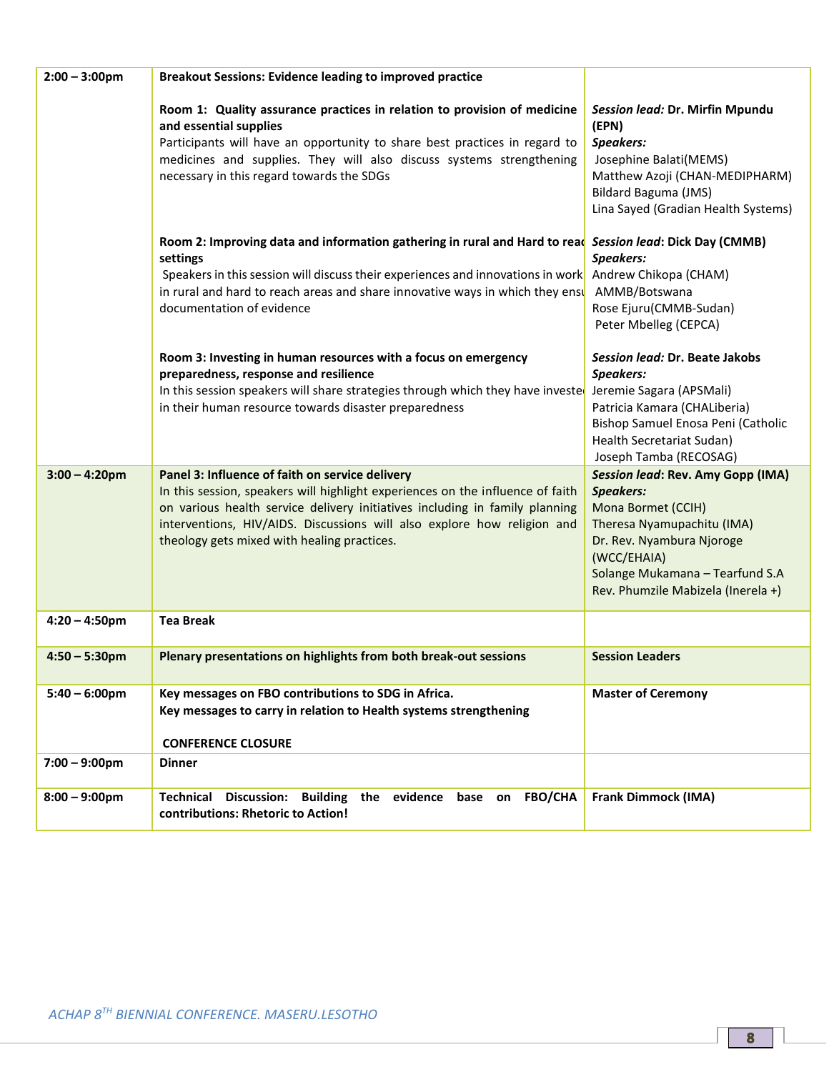| | | |
|---|---|---|
| **2:00 – 3:00pm** | **Breakout Sessions: Evidence leading to improved practice**<br><br>**Room 1: Quality assurance practices in relation to provision of medicine and essential supplies**<br>Participants will have an opportunity to share best practices in regard to medicines and supplies. They will also discuss systems strengthening necessary in this regard towards the SDGs<br><br>**Room 2: Improving data and information gathering in rural and Hard to reac settings**<br>Speakers in this session will discuss their experiences and innovations in work in rural and hard to reach areas and share innovative ways in which they ensu documentation of evidence<br><br>**Room 3: Investing in human resources with a focus on emergency preparedness, response and resilience**<br>In this session speakers will share strategies through which they have investe in their human resource towards disaster preparedness | <br><br>***Session lead:*** **Dr. Mirfin Mpundu (EPN)**<br>***Speakers:***<br>Josephine Balati(MEMS)<br>Matthew Azoji (CHAN-MEDIPHARM)<br>Bildard Baguma (JMS)<br>Lina Sayed (Gradian Health Systems)<br><br>***Session lead*: Dick Day (CMMB)**<br>***Speakers:***<br>Andrew Chikopa (CHAM)<br>AMMB/Botswana<br>Rose Ejuru(CMMB-Sudan)<br>Peter Mbelleg (CEPCA)<br><br>***Session lead:*** **Dr. Beate Jakobs**<br>***Speakers:***<br>Jeremie Sagara (APSMali)<br>Patricia Kamara (CHALiberia)<br>Bishop Samuel Enosa Peni (Catholic Health Secretariat Sudan)<br>Joseph Tamba (RECOSAG) |
| **3:00 – 4:20pm** | **Panel 3: Influence of faith on service delivery**<br>In this session, speakers will highlight experiences on the influence of faith on various health service delivery initiatives including in family planning interventions, HIV/AIDS. Discussions will also explore how religion and theology gets mixed with healing practices. | ***Session lead*: Rev. Amy Gopp (IMA)**<br>***Speakers:***<br>Mona Bormet (CCIH)<br>Theresa Nyamupachitu (IMA)<br>Dr. Rev. Nyambura Njoroge (WCC/EHAIA)<br>Solange Mukamana – Tearfund S.A<br>Rev. Phumzile Mabizela (Inerela +) |
| **4:20 – 4:50pm** | **Tea Break** | |
| **4:50 – 5:30pm** | **Plenary presentations on highlights from both break-out sessions** | **Session Leaders** |
| **5:40 – 6:00pm** | **Key messages on FBO contributions to SDG in Africa.**<br>**Key messages to carry in relation to Health systems strengthening**<br><br>**CONFERENCE CLOSURE** | **Master of Ceremony** |
| **7:00 – 9:00pm** | **Dinner** | |
| **8:00 – 9:00pm** | **Technical Discussion: Building the evidence base on FBO/CHA contributions: Rhetoric to Action!** | **Frank Dimmock (IMA)** |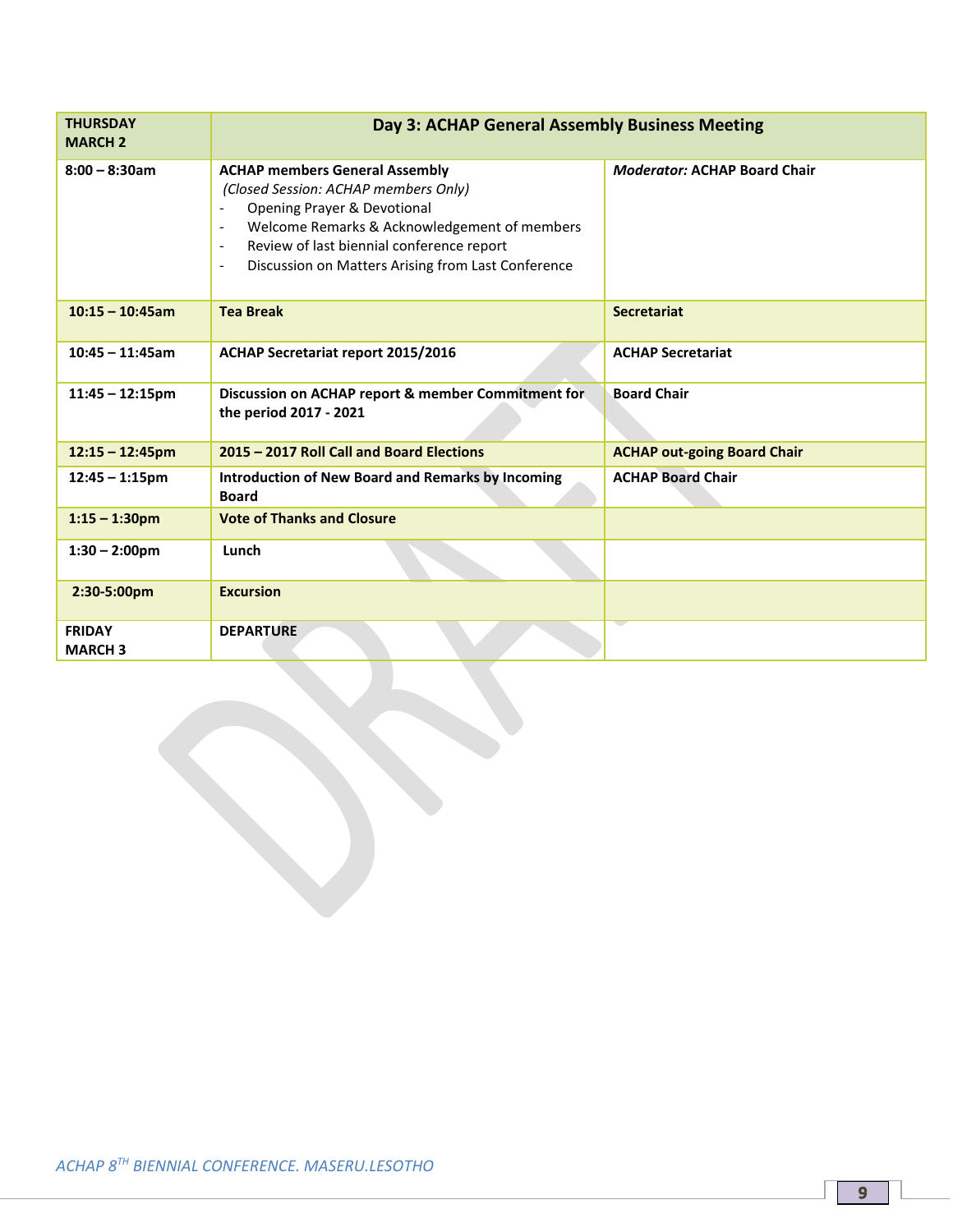| THURSDAY MARCH 2 | **Day 3: ACHAP General Assembly Business Meeting** | |
|---|---|---|
| **8:00 – 8:30am** | **ACHAP members General Assembly** *(Closed Session: ACHAP members Only)* <br> - Opening Prayer & Devotional <br> - Welcome Remarks & Acknowledgement of members <br> - Review of last biennial conference report <br> - Discussion on Matters Arising from Last Conference | ***Moderator:*** **ACHAP Board Chair** |
| **10:15 – 10:45am** | **Tea Break** | **Secretariat** |
| **10:45 – 11:45am** | **ACHAP Secretariat report 2015/2016** | **ACHAP Secretariat** |
| **11:45 – 12:15pm** | **Discussion on ACHAP report & member Commitment for the period 2017 - 2021** | **Board Chair** |
| **12:15 – 12:45pm** | **2015 – 2017 Roll Call and Board Elections** | **ACHAP out-going Board Chair** |
| **12:45 – 1:15pm** | **Introduction of New Board and Remarks by Incoming Board** | **ACHAP Board Chair** |
| **1:15 – 1:30pm** | **Vote of Thanks and Closure** | |
| **1:30 – 2:00pm** | **Lunch** | |
| **2:30-5:00pm** | **Excursion** | |
| **FRIDAY MARCH 3** | **DEPARTURE** | |